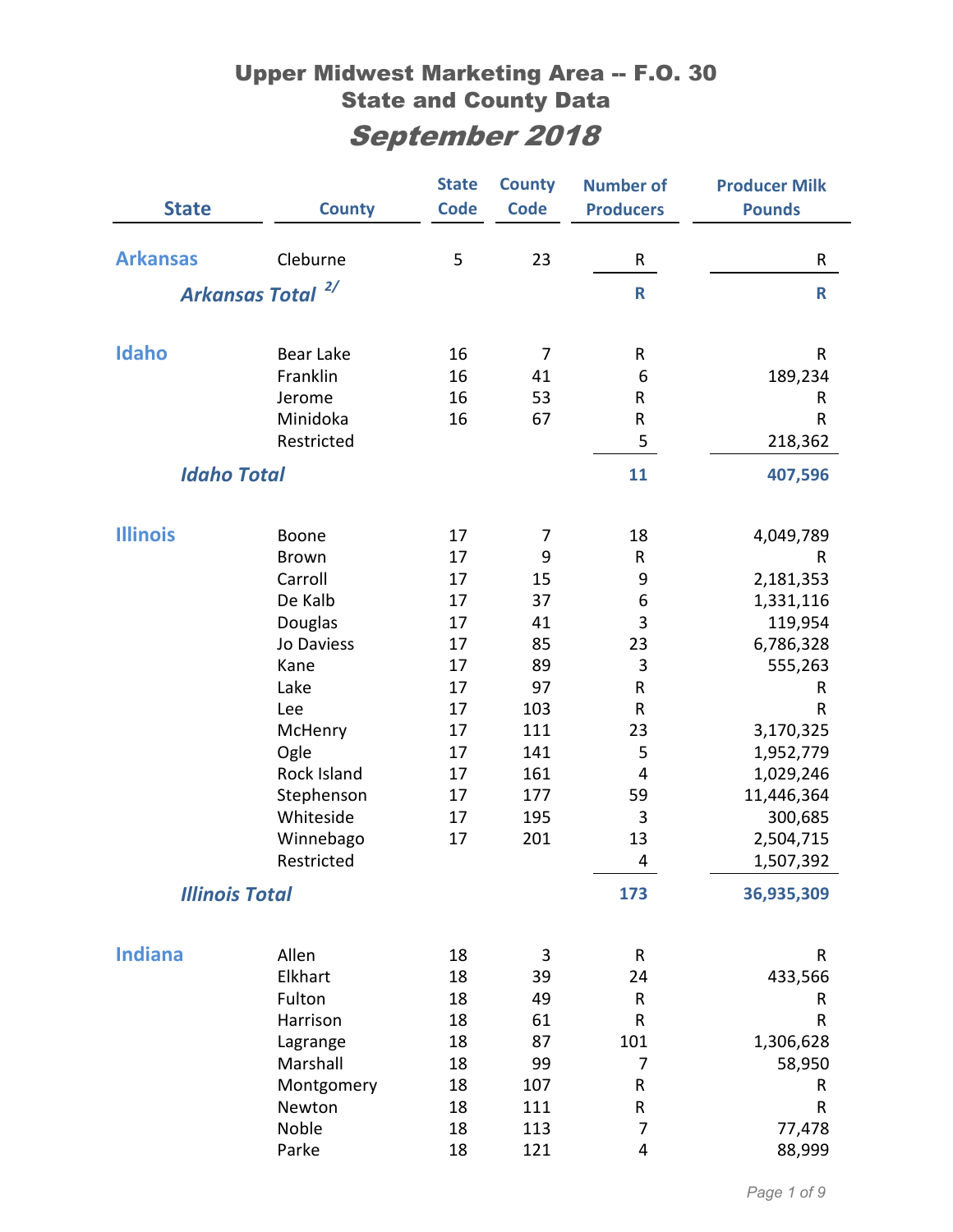# Upper Midwest Marketing Area -- F.O. 30
## State and County Data
## *September 2018*

| State | County | State Code | County Code | Number of Producers | Producer Milk Pounds |
|---|---|---|---|---|---|
| **Arkansas** | Cleburne | 5 | 23 | R | R |
| ***Arkansas Total*** [2/] | | | | **R** | **R** |
| **Idaho** | Bear Lake | 16 | 7 | R | R |
| | Franklin | 16 | 41 | 6 | 189,234 |
| | Jerome | 16 | 53 | R | R |
| | Minidoka | 16 | 67 | R | R |
| | Restricted | | | 5 | 218,362 |
| ***Idaho Total*** | | | | **11** | **407,596** |
| **Illinois** | Boone | 17 | 7 | 18 | 4,049,789 |
| | Brown | 17 | 9 | R | R |
| | Carroll | 17 | 15 | 9 | 2,181,353 |
| | De Kalb | 17 | 37 | 6 | 1,331,116 |
| | Douglas | 17 | 41 | 3 | 119,954 |
| | Jo Daviess | 17 | 85 | 23 | 6,786,328 |
| | Kane | 17 | 89 | 3 | 555,263 |
| | Lake | 17 | 97 | R | R |
| | Lee | 17 | 103 | R | R |
| | McHenry | 17 | 111 | 23 | 3,170,325 |
| | Ogle | 17 | 141 | 5 | 1,952,779 |
| | Rock Island | 17 | 161 | 4 | 1,029,246 |
| | Stephenson | 17 | 177 | 59 | 11,446,364 |
| | Whiteside | 17 | 195 | 3 | 300,685 |
| | Winnebago | 17 | 201 | 13 | 2,504,715 |
| | Restricted | | | 4 | 1,507,392 |
| ***Illinois Total*** | | | | **173** | **36,935,309** |
| **Indiana** | Allen | 18 | 3 | R | R |
| | Elkhart | 18 | 39 | 24 | 433,566 |
| | Fulton | 18 | 49 | R | R |
| | Harrison | 18 | 61 | R | R |
| | Lagrange | 18 | 87 | 101 | 1,306,628 |
| | Marshall | 18 | 99 | 7 | 58,950 |
| | Montgomery | 18 | 107 | R | R |
| | Newton | 18 | 111 | R | R |
| | Noble | 18 | 113 | 7 | 77,478 |
| | Parke | 18 | 121 | 4 | 88,999 |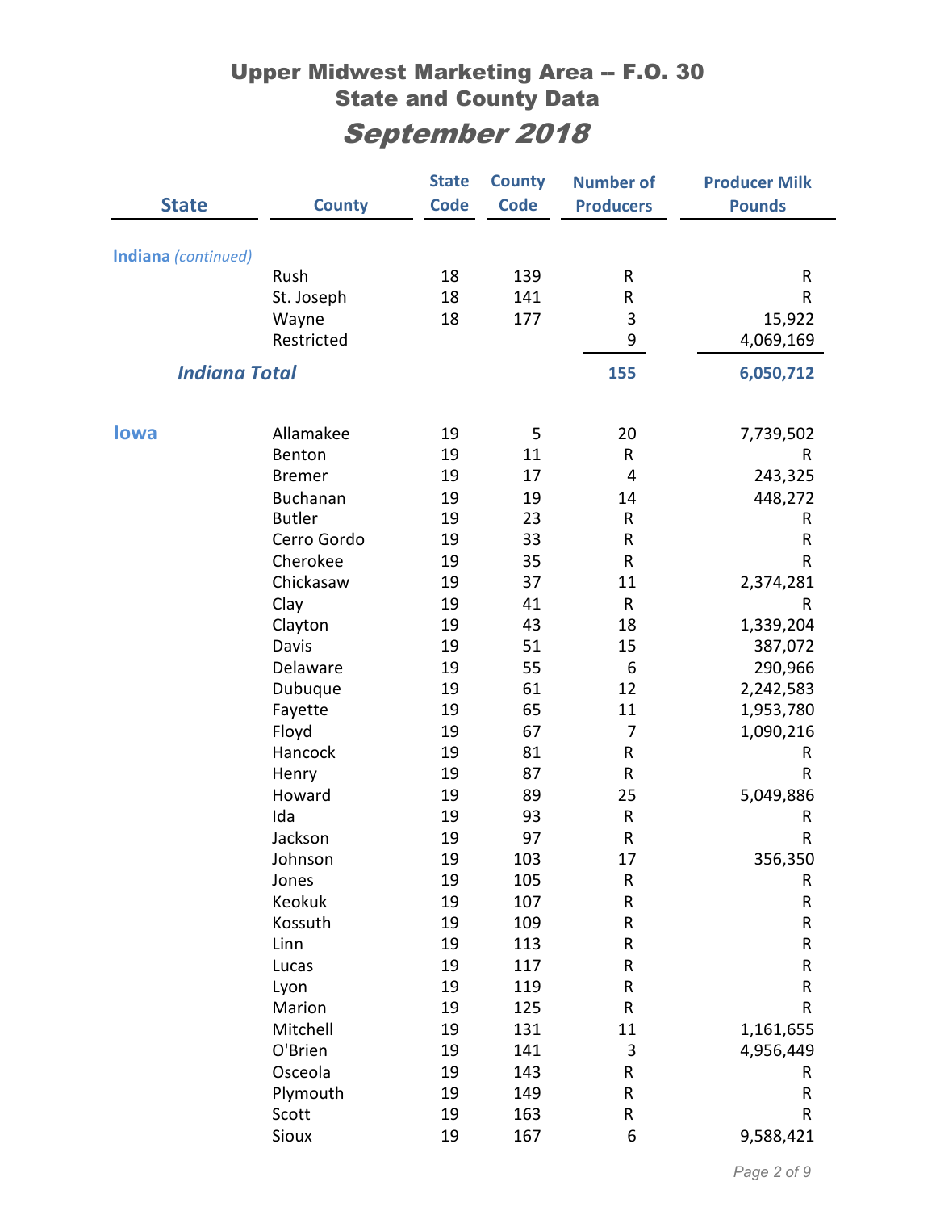# Upper Midwest Marketing Area -- F.O. 30
## State and County Data
## *September 2018*

| State | County | State Code | County Code | Number of Producers | Producer Milk Pounds |
|---|---|---|---|---|---|
| **Indiana** *(continued)* | | | | | |
| | Rush | 18 | 139 | R | R |
| | St. Joseph | 18 | 141 | R | R |
| | Wayne | 18 | 177 | 3 | 15,922 |
| | Restricted | | | 9 | 4,069,169 |
| ***Indiana Total*** | | | | **155** | **6,050,712** |
| **Iowa** | Allamakee | 19 | 5 | 20 | 7,739,502 |
| | Benton | 19 | 11 | R | R |
| | Bremer | 19 | 17 | 4 | 243,325 |
| | Buchanan | 19 | 19 | 14 | 448,272 |
| | Butler | 19 | 23 | R | R |
| | Cerro Gordo | 19 | 33 | R | R |
| | Cherokee | 19 | 35 | R | R |
| | Chickasaw | 19 | 37 | 11 | 2,374,281 |
| | Clay | 19 | 41 | R | R |
| | Clayton | 19 | 43 | 18 | 1,339,204 |
| | Davis | 19 | 51 | 15 | 387,072 |
| | Delaware | 19 | 55 | 6 | 290,966 |
| | Dubuque | 19 | 61 | 12 | 2,242,583 |
| | Fayette | 19 | 65 | 11 | 1,953,780 |
| | Floyd | 19 | 67 | 7 | 1,090,216 |
| | Hancock | 19 | 81 | R | R |
| | Henry | 19 | 87 | R | R |
| | Howard | 19 | 89 | 25 | 5,049,886 |
| | Ida | 19 | 93 | R | R |
| | Jackson | 19 | 97 | R | R |
| | Johnson | 19 | 103 | 17 | 356,350 |
| | Jones | 19 | 105 | R | R |
| | Keokuk | 19 | 107 | R | R |
| | Kossuth | 19 | 109 | R | R |
| | Linn | 19 | 113 | R | R |
| | Lucas | 19 | 117 | R | R |
| | Lyon | 19 | 119 | R | R |
| | Marion | 19 | 125 | R | R |
| | Mitchell | 19 | 131 | 11 | 1,161,655 |
| | O'Brien | 19 | 141 | 3 | 4,956,449 |
| | Osceola | 19 | 143 | R | R |
| | Plymouth | 19 | 149 | R | R |
| | Scott | 19 | 163 | R | R |
| | Sioux | 19 | 167 | 6 | 9,588,421 |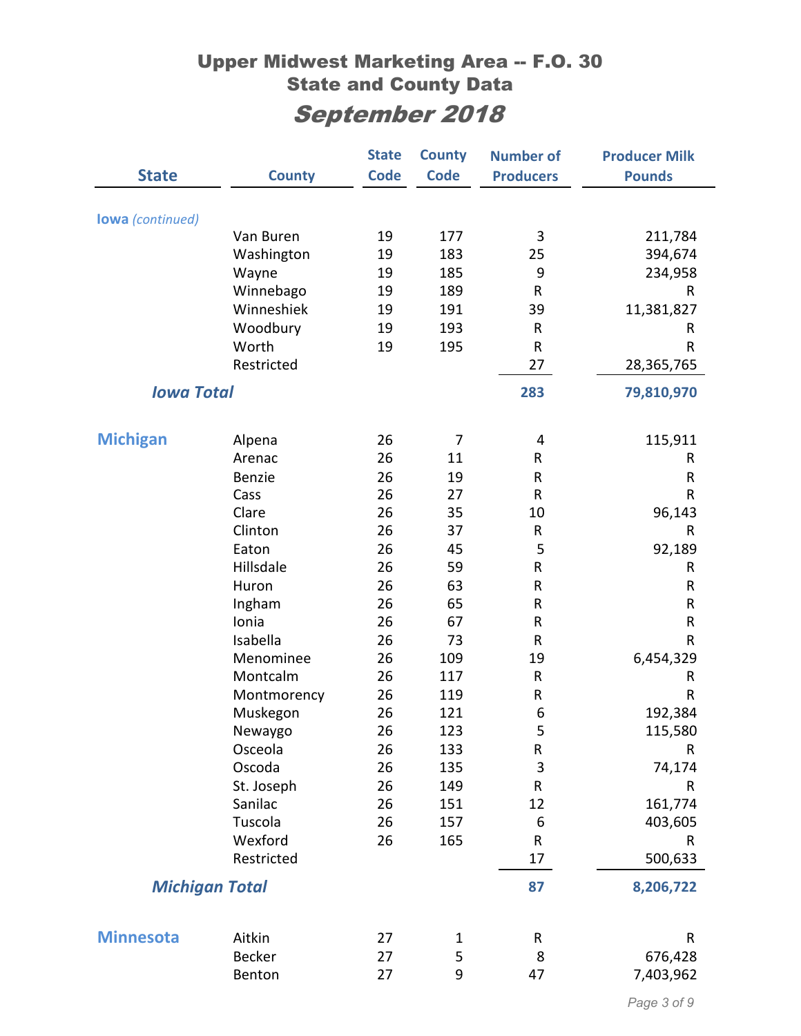# Upper Midwest Marketing Area -- F.O. 30
## State and County Data
## *September 2018*

| State | County | State Code | County Code | Number of Producers | Producer Milk Pounds |
|---|---|---|---|---|---|
| **Iowa** *(continued)* | | | | | |
| | Van Buren | 19 | 177 | 3 | 211,784 |
| | Washington | 19 | 183 | 25 | 394,674 |
| | Wayne | 19 | 185 | 9 | 234,958 |
| | Winnebago | 19 | 189 | R | R |
| | Winneshiek | 19 | 191 | 39 | 11,381,827 |
| | Woodbury | 19 | 193 | R | R |
| | Worth | 19 | 195 | R | R |
| | Restricted | | | 27 | 28,365,765 |
| ***Iowa Total*** | | | | **283** | **79,810,970** |
| **Michigan** | Alpena | 26 | 7 | 4 | 115,911 |
| | Arenac | 26 | 11 | R | R |
| | Benzie | 26 | 19 | R | R |
| | Cass | 26 | 27 | R | R |
| | Clare | 26 | 35 | 10 | 96,143 |
| | Clinton | 26 | 37 | R | R |
| | Eaton | 26 | 45 | 5 | 92,189 |
| | Hillsdale | 26 | 59 | R | R |
| | Huron | 26 | 63 | R | R |
| | Ingham | 26 | 65 | R | R |
| | Ionia | 26 | 67 | R | R |
| | Isabella | 26 | 73 | R | R |
| | Menominee | 26 | 109 | 19 | 6,454,329 |
| | Montcalm | 26 | 117 | R | R |
| | Montmorency | 26 | 119 | R | R |
| | Muskegon | 26 | 121 | 6 | 192,384 |
| | Newaygo | 26 | 123 | 5 | 115,580 |
| | Osceola | 26 | 133 | R | R |
| | Oscoda | 26 | 135 | 3 | 74,174 |
| | St. Joseph | 26 | 149 | R | R |
| | Sanilac | 26 | 151 | 12 | 161,774 |
| | Tuscola | 26 | 157 | 6 | 403,605 |
| | Wexford | 26 | 165 | R | R |
| | Restricted | | | 17 | 500,633 |
| ***Michigan Total*** | | | | **87** | **8,206,722** |
| **Minnesota** | Aitkin | 27 | 1 | R | R |
| | Becker | 27 | 5 | 8 | 676,428 |
| | Benton | 27 | 9 | 47 | 7,403,962 |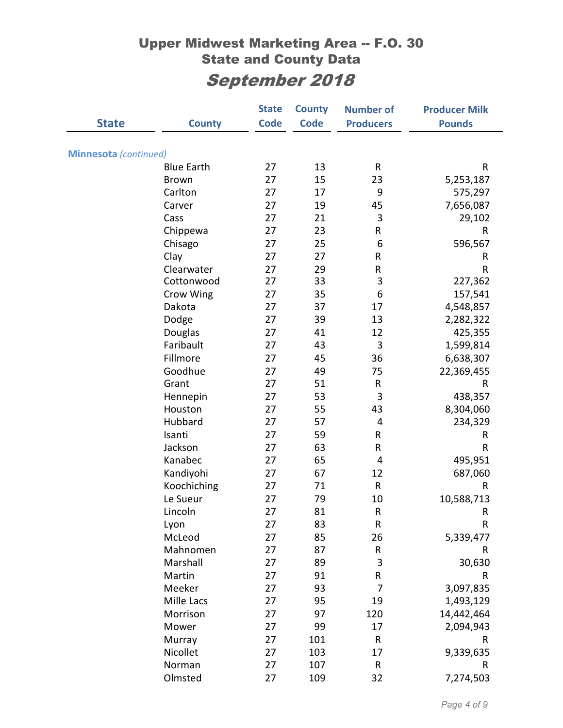# Upper Midwest Marketing Area -- F.O. 30
## State and County Data
## *September 2018*

| State | County | State Code | County Code | Number of Producers | Producer Milk Pounds |
|---|---|---|---|---|---|
| **Minnesota** *(continued)* | | | | | |
| | Blue Earth | 27 | 13 | R | R |
| | Brown | 27 | 15 | 23 | 5,253,187 |
| | Carlton | 27 | 17 | 9 | 575,297 |
| | Carver | 27 | 19 | 45 | 7,656,087 |
| | Cass | 27 | 21 | 3 | 29,102 |
| | Chippewa | 27 | 23 | R | R |
| | Chisago | 27 | 25 | 6 | 596,567 |
| | Clay | 27 | 27 | R | R |
| | Clearwater | 27 | 29 | R | R |
| | Cottonwood | 27 | 33 | 3 | 227,362 |
| | Crow Wing | 27 | 35 | 6 | 157,541 |
| | Dakota | 27 | 37 | 17 | 4,548,857 |
| | Dodge | 27 | 39 | 13 | 2,282,322 |
| | Douglas | 27 | 41 | 12 | 425,355 |
| | Faribault | 27 | 43 | 3 | 1,599,814 |
| | Fillmore | 27 | 45 | 36 | 6,638,307 |
| | Goodhue | 27 | 49 | 75 | 22,369,455 |
| | Grant | 27 | 51 | R | R |
| | Hennepin | 27 | 53 | 3 | 438,357 |
| | Houston | 27 | 55 | 43 | 8,304,060 |
| | Hubbard | 27 | 57 | 4 | 234,329 |
| | Isanti | 27 | 59 | R | R |
| | Jackson | 27 | 63 | R | R |
| | Kanabec | 27 | 65 | 4 | 495,951 |
| | Kandiyohi | 27 | 67 | 12 | 687,060 |
| | Koochiching | 27 | 71 | R | R |
| | Le Sueur | 27 | 79 | 10 | 10,588,713 |
| | Lincoln | 27 | 81 | R | R |
| | Lyon | 27 | 83 | R | R |
| | McLeod | 27 | 85 | 26 | 5,339,477 |
| | Mahnomen | 27 | 87 | R | R |
| | Marshall | 27 | 89 | 3 | 30,630 |
| | Martin | 27 | 91 | R | R |
| | Meeker | 27 | 93 | 7 | 3,097,835 |
| | Mille Lacs | 27 | 95 | 19 | 1,493,129 |
| | Morrison | 27 | 97 | 120 | 14,442,464 |
| | Mower | 27 | 99 | 17 | 2,094,943 |
| | Murray | 27 | 101 | R | R |
| | Nicollet | 27 | 103 | 17 | 9,339,635 |
| | Norman | 27 | 107 | R | R |
| | Olmsted | 27 | 109 | 32 | 7,274,503 |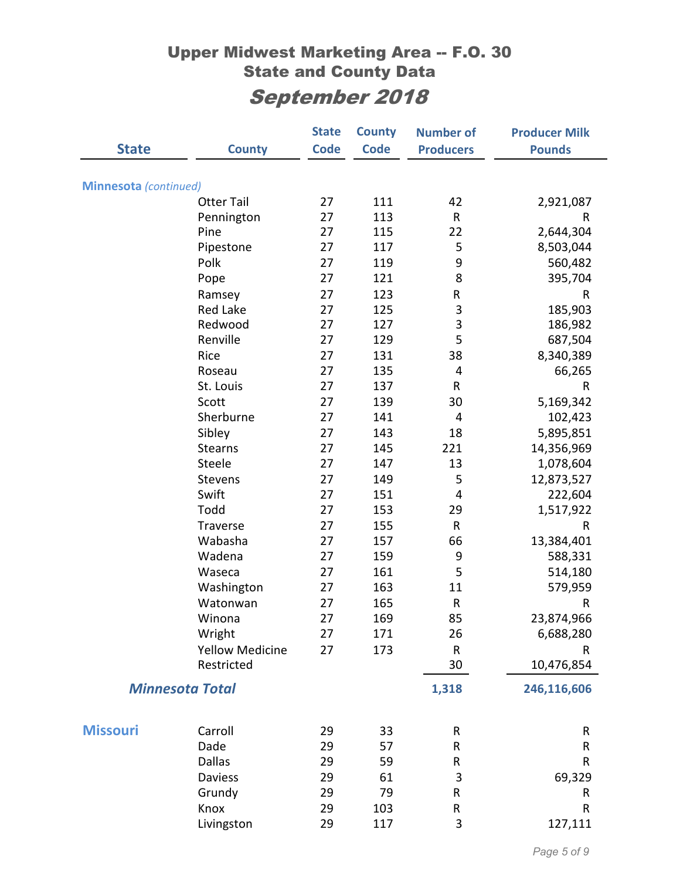# Upper Midwest Marketing Area -- F.O. 30
## State and County Data
## *September 2018*

| State | County | State Code | County Code | Number of Producers | Producer Milk Pounds |
|---|---|---|---|---|---|
| **Minnesota** *(continued)* | | | | | |
| | Otter Tail | 27 | 111 | 42 | 2,921,087 |
| | Pennington | 27 | 113 | R | R |
| | Pine | 27 | 115 | 22 | 2,644,304 |
| | Pipestone | 27 | 117 | 5 | 8,503,044 |
| | Polk | 27 | 119 | 9 | 560,482 |
| | Pope | 27 | 121 | 8 | 395,704 |
| | Ramsey | 27 | 123 | R | R |
| | Red Lake | 27 | 125 | 3 | 185,903 |
| | Redwood | 27 | 127 | 3 | 186,982 |
| | Renville | 27 | 129 | 5 | 687,504 |
| | Rice | 27 | 131 | 38 | 8,340,389 |
| | Roseau | 27 | 135 | 4 | 66,265 |
| | St. Louis | 27 | 137 | R | R |
| | Scott | 27 | 139 | 30 | 5,169,342 |
| | Sherburne | 27 | 141 | 4 | 102,423 |
| | Sibley | 27 | 143 | 18 | 5,895,851 |
| | Stearns | 27 | 145 | 221 | 14,356,969 |
| | Steele | 27 | 147 | 13 | 1,078,604 |
| | Stevens | 27 | 149 | 5 | 12,873,527 |
| | Swift | 27 | 151 | 4 | 222,604 |
| | Todd | 27 | 153 | 29 | 1,517,922 |
| | Traverse | 27 | 155 | R | R |
| | Wabasha | 27 | 157 | 66 | 13,384,401 |
| | Wadena | 27 | 159 | 9 | 588,331 |
| | Waseca | 27 | 161 | 5 | 514,180 |
| | Washington | 27 | 163 | 11 | 579,959 |
| | Watonwan | 27 | 165 | R | R |
| | Winona | 27 | 169 | 85 | 23,874,966 |
| | Wright | 27 | 171 | 26 | 6,688,280 |
| | Yellow Medicine | 27 | 173 | R | R |
| | Restricted | | | 30 | 10,476,854 |
| ***Minnesota Total*** | | | | **1,318** | **246,116,606** |
| **Missouri** | Carroll | 29 | 33 | R | R |
| | Dade | 29 | 57 | R | R |
| | Dallas | 29 | 59 | R | R |
| | Daviess | 29 | 61 | 3 | 69,329 |
| | Grundy | 29 | 79 | R | R |
| | Knox | 29 | 103 | R | R |
| | Livingston | 29 | 117 | 3 | 127,111 |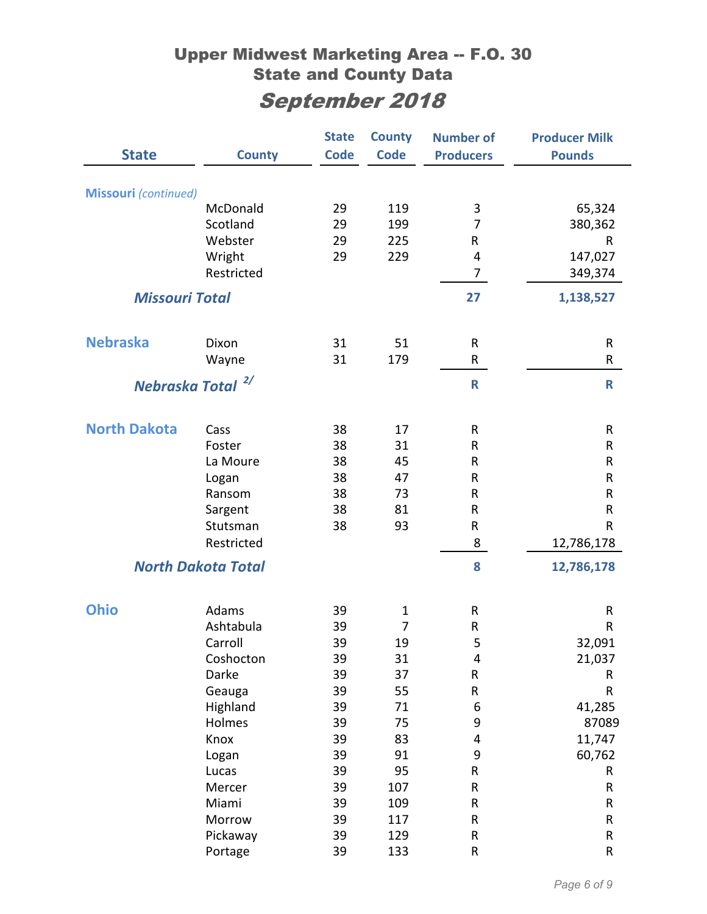# Upper Midwest Marketing Area -- F.O. 30
## State and County Data
## *September 2018*

| State | County | State Code | County Code | Number of Producers | Producer Milk Pounds |
|---|---|---|---|---|---|
| **Missouri** *(continued)* | | | | | |
| | McDonald | 29 | 119 | 3 | 65,324 |
| | Scotland | 29 | 199 | 7 | 380,362 |
| | Webster | 29 | 225 | R | R |
| | Wright | 29 | 229 | 4 | 147,027 |
| | Restricted | | | 7 | 349,374 |
| ***Missouri Total*** | | | | **27** | **1,138,527** |
| **Nebraska** | Dixon | 31 | 51 | R | R |
| | Wayne | 31 | 179 | R | R |
| ***Nebraska Total*** 2/ | | | | **R** | **R** |
| **North Dakota** | Cass | 38 | 17 | R | R |
| | Foster | 38 | 31 | R | R |
| | La Moure | 38 | 45 | R | R |
| | Logan | 38 | 47 | R | R |
| | Ransom | 38 | 73 | R | R |
| | Sargent | 38 | 81 | R | R |
| | Stutsman | 38 | 93 | R | R |
| | Restricted | | | 8 | 12,786,178 |
| ***North Dakota Total*** | | | | **8** | **12,786,178** |
| **Ohio** | Adams | 39 | 1 | R | R |
| | Ashtabula | 39 | 7 | R | R |
| | Carroll | 39 | 19 | 5 | 32,091 |
| | Coshocton | 39 | 31 | 4 | 21,037 |
| | Darke | 39 | 37 | R | R |
| | Geauga | 39 | 55 | R | R |
| | Highland | 39 | 71 | 6 | 41,285 |
| | Holmes | 39 | 75 | 9 | 87089 |
| | Knox | 39 | 83 | 4 | 11,747 |
| | Logan | 39 | 91 | 9 | 60,762 |
| | Lucas | 39 | 95 | R | R |
| | Mercer | 39 | 107 | R | R |
| | Miami | 39 | 109 | R | R |
| | Morrow | 39 | 117 | R | R |
| | Pickaway | 39 | 129 | R | R |
| | Portage | 39 | 133 | R | R |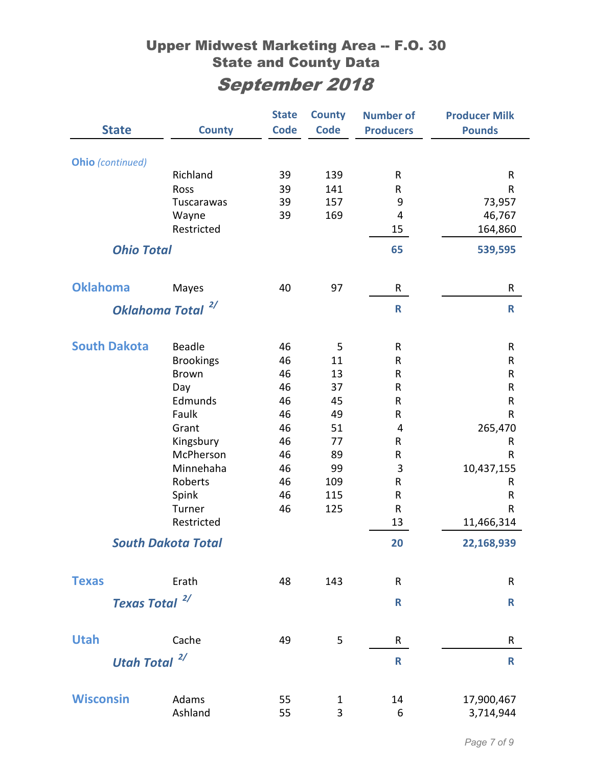# Upper Midwest Marketing Area -- F.O. 30
## State and County Data
## *September 2018*

| State | County | State Code | County Code | Number of Producers | Producer Milk Pounds |
|---|---|---|---|---|---|
| **Ohio** *(continued)* | | | | | |
| | Richland | 39 | 139 | R | R |
| | Ross | 39 | 141 | R | R |
| | Tuscarawas | 39 | 157 | 9 | 73,957 |
| | Wayne | 39 | 169 | 4 | 46,767 |
| | Restricted | | | 15 | 164,860 |
| ***Ohio Total*** | | | | **65** | **539,595** |
| **Oklahoma** | Mayes | 40 | 97 | R | R |
| ***Oklahoma Total*** 2/ | | | | **R** | **R** |
| **South Dakota** | Beadle | 46 | 5 | R | R |
| | Brookings | 46 | 11 | R | R |
| | Brown | 46 | 13 | R | R |
| | Day | 46 | 37 | R | R |
| | Edmunds | 46 | 45 | R | R |
| | Faulk | 46 | 49 | R | R |
| | Grant | 46 | 51 | 4 | 265,470 |
| | Kingsbury | 46 | 77 | R | R |
| | McPherson | 46 | 89 | R | R |
| | Minnehaha | 46 | 99 | 3 | 10,437,155 |
| | Roberts | 46 | 109 | R | R |
| | Spink | 46 | 115 | R | R |
| | Turner | 46 | 125 | R | R |
| | Restricted | | | 13 | 11,466,314 |
| ***South Dakota Total*** | | | | **20** | **22,168,939** |
| **Texas** | Erath | 48 | 143 | R | R |
| ***Texas Total*** 2/ | | | | **R** | **R** |
| **Utah** | Cache | 49 | 5 | R | R |
| ***Utah Total*** 2/ | | | | **R** | **R** |
| **Wisconsin** | Adams | 55 | 1 | 14 | 17,900,467 |
| | Ashland | 55 | 3 | 6 | 3,714,944 |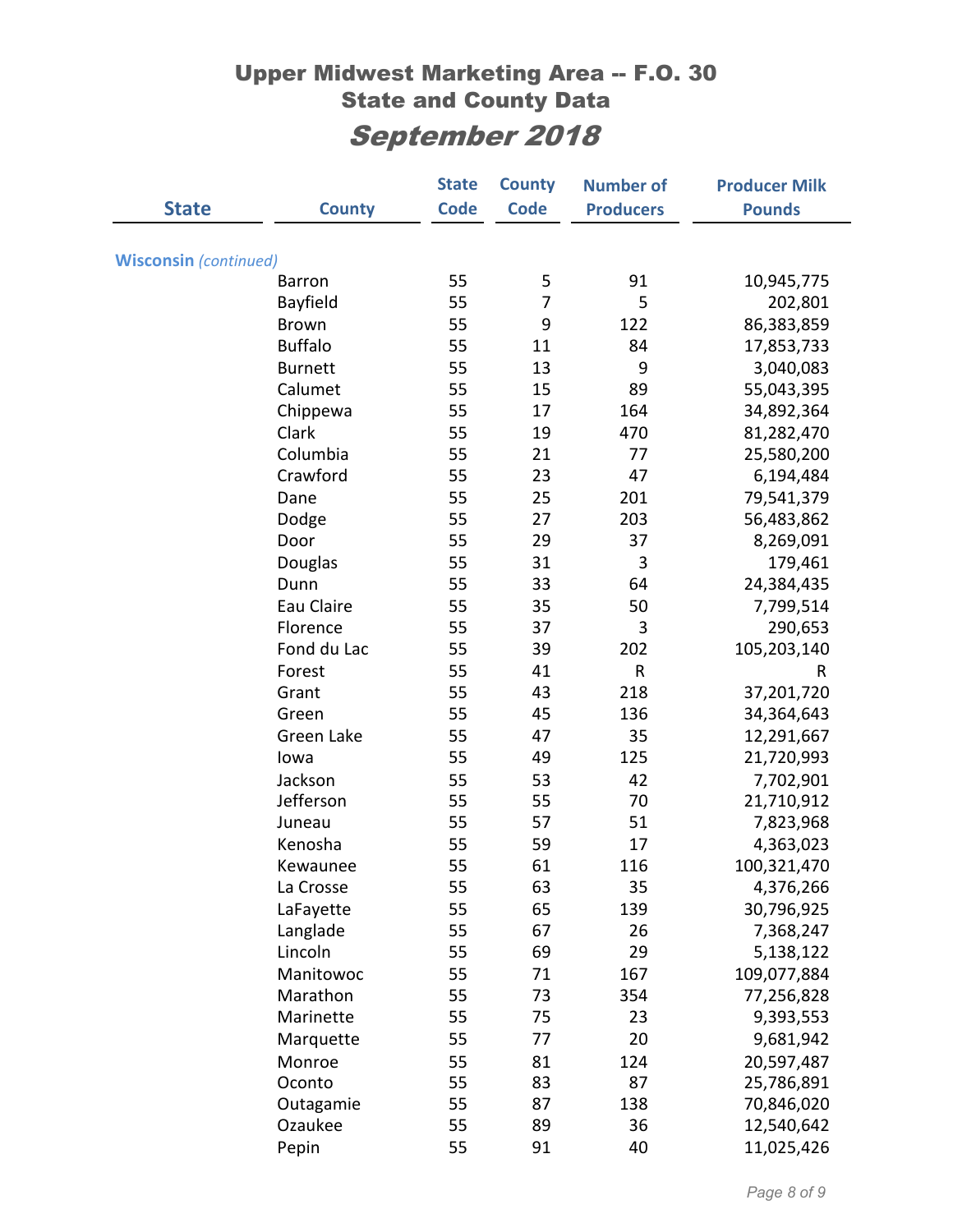# Upper Midwest Marketing Area -- F.O. 30
## State and County Data
## *September 2018*

| State | County | State Code | County Code | Number of Producers | Producer Milk Pounds |
|---|---|---|---|---|---|
| **Wisconsin** *(continued)* | | | | | |
| | Barron | 55 | 5 | 91 | 10,945,775 |
| | Bayfield | 55 | 7 | 5 | 202,801 |
| | Brown | 55 | 9 | 122 | 86,383,859 |
| | Buffalo | 55 | 11 | 84 | 17,853,733 |
| | Burnett | 55 | 13 | 9 | 3,040,083 |
| | Calumet | 55 | 15 | 89 | 55,043,395 |
| | Chippewa | 55 | 17 | 164 | 34,892,364 |
| | Clark | 55 | 19 | 470 | 81,282,470 |
| | Columbia | 55 | 21 | 77 | 25,580,200 |
| | Crawford | 55 | 23 | 47 | 6,194,484 |
| | Dane | 55 | 25 | 201 | 79,541,379 |
| | Dodge | 55 | 27 | 203 | 56,483,862 |
| | Door | 55 | 29 | 37 | 8,269,091 |
| | Douglas | 55 | 31 | 3 | 179,461 |
| | Dunn | 55 | 33 | 64 | 24,384,435 |
| | Eau Claire | 55 | 35 | 50 | 7,799,514 |
| | Florence | 55 | 37 | 3 | 290,653 |
| | Fond du Lac | 55 | 39 | 202 | 105,203,140 |
| | Forest | 55 | 41 | R | R |
| | Grant | 55 | 43 | 218 | 37,201,720 |
| | Green | 55 | 45 | 136 | 34,364,643 |
| | Green Lake | 55 | 47 | 35 | 12,291,667 |
| | Iowa | 55 | 49 | 125 | 21,720,993 |
| | Jackson | 55 | 53 | 42 | 7,702,901 |
| | Jefferson | 55 | 55 | 70 | 21,710,912 |
| | Juneau | 55 | 57 | 51 | 7,823,968 |
| | Kenosha | 55 | 59 | 17 | 4,363,023 |
| | Kewaunee | 55 | 61 | 116 | 100,321,470 |
| | La Crosse | 55 | 63 | 35 | 4,376,266 |
| | LaFayette | 55 | 65 | 139 | 30,796,925 |
| | Langlade | 55 | 67 | 26 | 7,368,247 |
| | Lincoln | 55 | 69 | 29 | 5,138,122 |
| | Manitowoc | 55 | 71 | 167 | 109,077,884 |
| | Marathon | 55 | 73 | 354 | 77,256,828 |
| | Marinette | 55 | 75 | 23 | 9,393,553 |
| | Marquette | 55 | 77 | 20 | 9,681,942 |
| | Monroe | 55 | 81 | 124 | 20,597,487 |
| | Oconto | 55 | 83 | 87 | 25,786,891 |
| | Outagamie | 55 | 87 | 138 | 70,846,020 |
| | Ozaukee | 55 | 89 | 36 | 12,540,642 |
| | Pepin | 55 | 91 | 40 | 11,025,426 |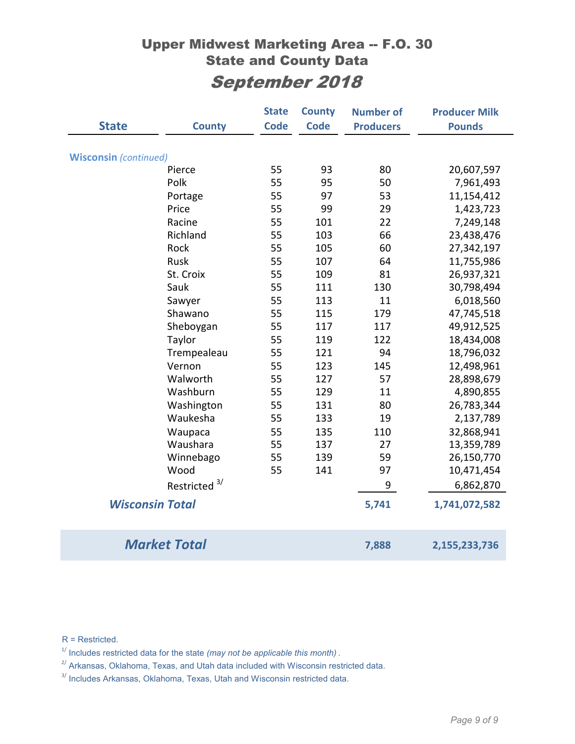# Upper Midwest Marketing Area -- F.O. 30
## State and County Data
## *September 2018*

| State | County | State Code | County Code | Number of Producers | Producer Milk Pounds |
|---|---|---|---|---|---|
| **Wisconsin** *(continued)* | | | | | |
| | Pierce | 55 | 93 | 80 | 20,607,597 |
| | Polk | 55 | 95 | 50 | 7,961,493 |
| | Portage | 55 | 97 | 53 | 11,154,412 |
| | Price | 55 | 99 | 29 | 1,423,723 |
| | Racine | 55 | 101 | 22 | 7,249,148 |
| | Richland | 55 | 103 | 66 | 23,438,476 |
| | Rock | 55 | 105 | 60 | 27,342,197 |
| | Rusk | 55 | 107 | 64 | 11,755,986 |
| | St. Croix | 55 | 109 | 81 | 26,937,321 |
| | Sauk | 55 | 111 | 130 | 30,798,494 |
| | Sawyer | 55 | 113 | 11 | 6,018,560 |
| | Shawano | 55 | 115 | 179 | 47,745,518 |
| | Sheboygan | 55 | 117 | 117 | 49,912,525 |
| | Taylor | 55 | 119 | 122 | 18,434,008 |
| | Trempealeau | 55 | 121 | 94 | 18,796,032 |
| | Vernon | 55 | 123 | 145 | 12,498,961 |
| | Walworth | 55 | 127 | 57 | 28,898,679 |
| | Washburn | 55 | 129 | 11 | 4,890,855 |
| | Washington | 55 | 131 | 80 | 26,783,344 |
| | Waukesha | 55 | 133 | 19 | 2,137,789 |
| | Waupaca | 55 | 135 | 110 | 32,868,941 |
| | Waushara | 55 | 137 | 27 | 13,359,789 |
| | Winnebago | 55 | 139 | 59 | 26,150,770 |
| | Wood | 55 | 141 | 97 | 10,471,454 |
| | Restricted [3/] | | | 9 | 6,862,870 |
| ***Wisconsin Total*** | | | | **5,741** | **1,741,072,582** |
| ***Market Total*** | | | | **7,888** | **2,155,233,736** |

R = Restricted.

[1/] Includes restricted data for the state *(may not be applicable this month)*.

[2/] Arkansas, Oklahoma, Texas, and Utah data included with Wisconsin restricted data.

[3/] Includes Arkansas, Oklahoma, Texas, Utah and Wisconsin restricted data.